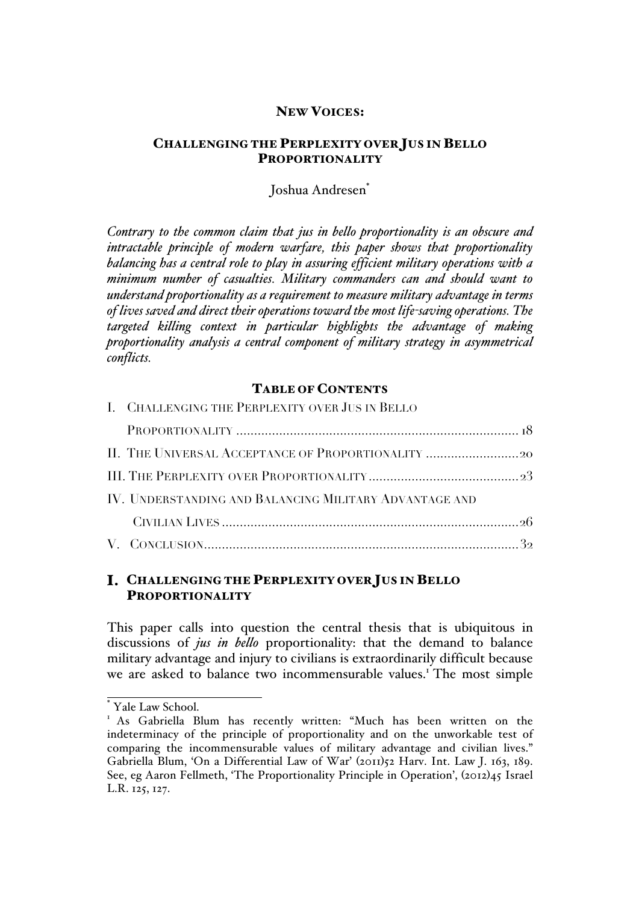**NEW VOICES:**

# CHALLENGING THE PERPLEXITY OVER JUS IN BELLO PROPORTIONALITY

Joshua Andresen[*]

*Contrary to the common claim that jus in bello proportionality is an obscure and intractable principle of modern warfare, this paper shows that proportionality balancing has a central role to play in assuring efficient military operations with a minimum number of casualties. Military commanders can and should want to understand proportionality as a requirement to measure military advantage in terms of lives saved and direct their operations toward the most life-saving operations. The targeted killing context in particular highlights the advantage of making proportionality analysis a central component of military strategy in asymmetrical conflicts.*

**TABLE OF CONTENTS**

I. CHALLENGING THE PERPLEXITY OVER JUS IN BELLO PROPORTIONALITY .......... 18

II. THE UNIVERSAL ACCEPTANCE OF PROPORTIONALITY .......... 20

III. THE PERPLEXITY OVER PROPORTIONALITY .......... 23

IV. UNDERSTANDING AND BALANCING MILITARY ADVANTAGE AND CIVILIAN LIVES .......... 26

V. CONCLUSION .......... 32

## I. CHALLENGING THE PERPLEXITY OVER JUS IN BELLO PROPORTIONALITY

This paper calls into question the central thesis that is ubiquitous in discussions of *jus in bello* proportionality: that the demand to balance military advantage and injury to civilians is extraordinarily difficult because we are asked to balance two incommensurable values.[1] The most simple

---

[*] Yale Law School.

[1] As Gabriella Blum has recently written: "Much has been written on the indeterminacy of the principle of proportionality and on the unworkable test of comparing the incommensurable values of military advantage and civilian lives." Gabriella Blum, 'On a Differential Law of War' (2011)52 Harv. Int. Law J. 163, 189. See, eg Aaron Fellmeth, 'The Proportionality Principle in Operation', (2012)45 Israel L.R. 125, 127.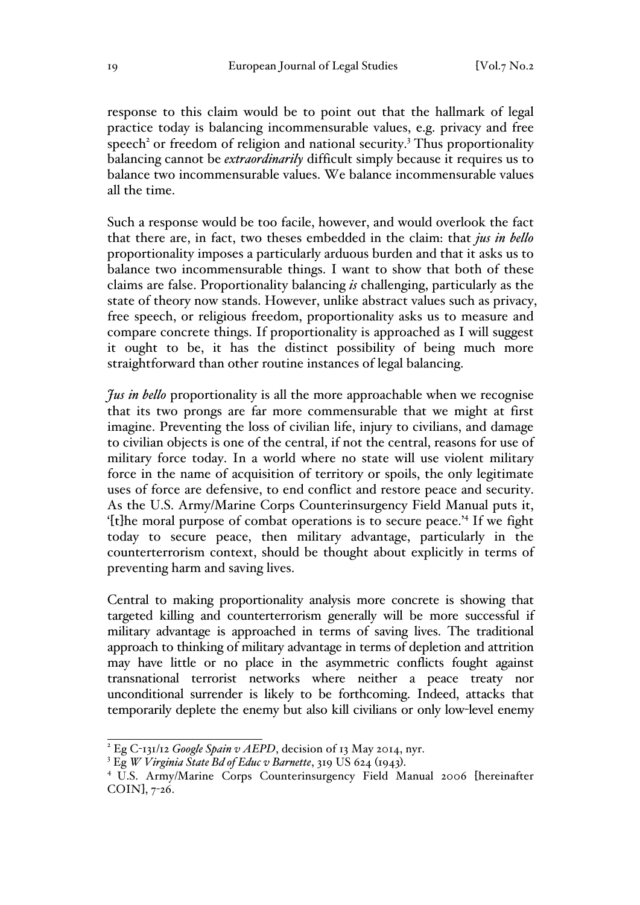response to this claim would be to point out that the hallmark of legal practice today is balancing incommensurable values, e.g. privacy and free speech[2] or freedom of religion and national security.[3] Thus proportionality balancing cannot be *extraordinarily* difficult simply because it requires us to balance two incommensurable values. We balance incommensurable values all the time.

Such a response would be too facile, however, and would overlook the fact that there are, in fact, two theses embedded in the claim: that *jus in bello* proportionality imposes a particularly arduous burden and that it asks us to balance two incommensurable things. I want to show that both of these claims are false. Proportionality balancing *is* challenging, particularly as the state of theory now stands. However, unlike abstract values such as privacy, free speech, or religious freedom, proportionality asks us to measure and compare concrete things. If proportionality is approached as I will suggest it ought to be, it has the distinct possibility of being much more straightforward than other routine instances of legal balancing.

*Jus in bello* proportionality is all the more approachable when we recognise that its two prongs are far more commensurable that we might at first imagine. Preventing the loss of civilian life, injury to civilians, and damage to civilian objects is one of the central, if not the central, reasons for use of military force today. In a world where no state will use violent military force in the name of acquisition of territory or spoils, the only legitimate uses of force are defensive, to end conflict and restore peace and security. As the U.S. Army/Marine Corps Counterinsurgency Field Manual puts it, '[t]he moral purpose of combat operations is to secure peace.'[4] If we fight today to secure peace, then military advantage, particularly in the counterterrorism context, should be thought about explicitly in terms of preventing harm and saving lives.

Central to making proportionality analysis more concrete is showing that targeted killing and counterterrorism generally will be more successful if military advantage is approached in terms of saving lives. The traditional approach to thinking of military advantage in terms of depletion and attrition may have little or no place in the asymmetric conflicts fought against transnational terrorist networks where neither a peace treaty nor unconditional surrender is likely to be forthcoming. Indeed, attacks that temporarily deplete the enemy but also kill civilians or only low-level enemy

---

[2] Eg C-131/12 *Google Spain v AEPD*, decision of 13 May 2014, nyr.

[3] Eg *W Virginia State Bd of Educ v Barnette*, 319 US 624 (1943).

[4] U.S. Army/Marine Corps Counterinsurgency Field Manual 2006 [hereinafter COIN], 7-26.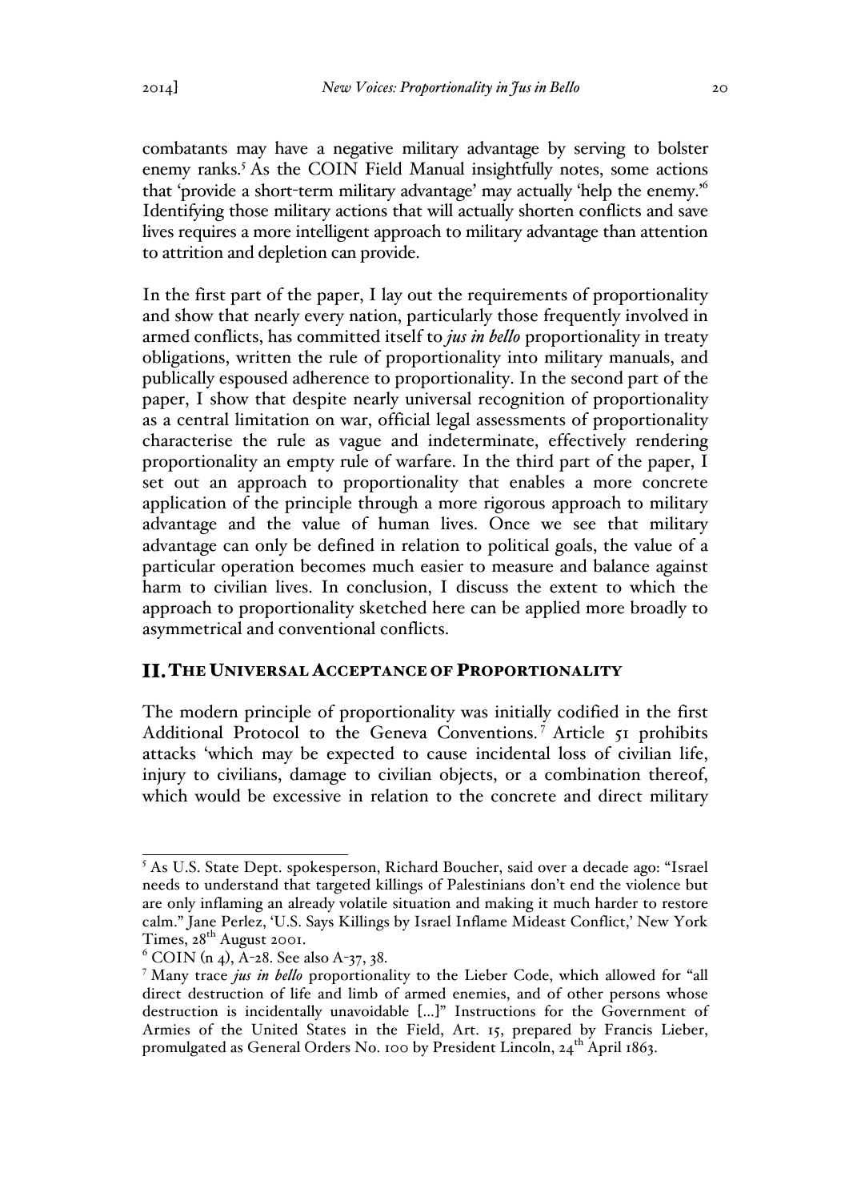combatants may have a negative military advantage by serving to bolster enemy ranks.[5] As the COIN Field Manual insightfully notes, some actions that 'provide a short-term military advantage' may actually 'help the enemy.'[6] Identifying those military actions that will actually shorten conflicts and save lives requires a more intelligent approach to military advantage than attention to attrition and depletion can provide.

In the first part of the paper, I lay out the requirements of proportionality and show that nearly every nation, particularly those frequently involved in armed conflicts, has committed itself to *jus in bello* proportionality in treaty obligations, written the rule of proportionality into military manuals, and publically espoused adherence to proportionality. In the second part of the paper, I show that despite nearly universal recognition of proportionality as a central limitation on war, official legal assessments of proportionality characterise the rule as vague and indeterminate, effectively rendering proportionality an empty rule of warfare. In the third part of the paper, I set out an approach to proportionality that enables a more concrete application of the principle through a more rigorous approach to military advantage and the value of human lives. Once we see that military advantage can only be defined in relation to political goals, the value of a particular operation becomes much easier to measure and balance against harm to civilian lives. In conclusion, I discuss the extent to which the approach to proportionality sketched here can be applied more broadly to asymmetrical and conventional conflicts.

## II. The Universal Acceptance of Proportionality

The modern principle of proportionality was initially codified in the first Additional Protocol to the Geneva Conventions.[7] Article 51 prohibits attacks 'which may be expected to cause incidental loss of civilian life, injury to civilians, damage to civilian objects, or a combination thereof, which would be excessive in relation to the concrete and direct military

---

[5] As U.S. State Dept. spokesperson, Richard Boucher, said over a decade ago: "Israel needs to understand that targeted killings of Palestinians don't end the violence but are only inflaming an already volatile situation and making it much harder to restore calm." Jane Perlez, 'U.S. Says Killings by Israel Inflame Mideast Conflict,' New York Times, 28th August 2001.

[6] COIN (n 4), A-28. See also A-37, 38.

[7] Many trace *jus in bello* proportionality to the Lieber Code, which allowed for "all direct destruction of life and limb of armed enemies, and of other persons whose destruction is incidentally unavoidable […]" Instructions for the Government of Armies of the United States in the Field, Art. 15, prepared by Francis Lieber, promulgated as General Orders No. 100 by President Lincoln, 24th April 1863.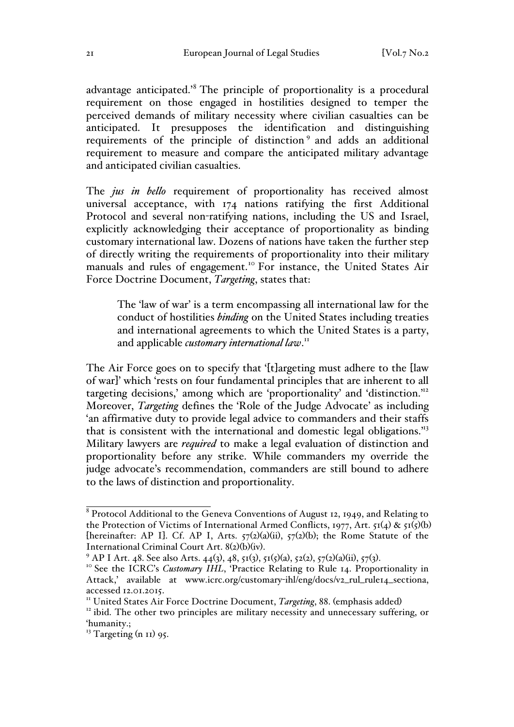advantage anticipated.'[8] The principle of proportionality is a procedural requirement on those engaged in hostilities designed to temper the perceived demands of military necessity where civilian casualties can be anticipated. It presupposes the identification and distinguishing requirements of the principle of distinction[9] and adds an additional requirement to measure and compare the anticipated military advantage and anticipated civilian casualties.

The *jus in bello* requirement of proportionality has received almost universal acceptance, with 174 nations ratifying the first Additional Protocol and several non-ratifying nations, including the US and Israel, explicitly acknowledging their acceptance of proportionality as binding customary international law. Dozens of nations have taken the further step of directly writing the requirements of proportionality into their military manuals and rules of engagement.[10] For instance, the United States Air Force Doctrine Document, *Targeting*, states that:

> The 'law of war' is a term encompassing all international law for the conduct of hostilities *binding* on the United States including treaties and international agreements to which the United States is a party, and applicable *customary international law*.[11]

The Air Force goes on to specify that '[t]argeting must adhere to the [law of war]' which 'rests on four fundamental principles that are inherent to all targeting decisions,' among which are 'proportionality' and 'distinction.'[12] Moreover, *Targeting* defines the 'Role of the Judge Advocate' as including 'an affirmative duty to provide legal advice to commanders and their staffs that is consistent with the international and domestic legal obligations.'[13] Military lawyers are *required* to make a legal evaluation of distinction and proportionality before any strike. While commanders my override the judge advocate's recommendation, commanders are still bound to adhere to the laws of distinction and proportionality.

---

[8] Protocol Additional to the Geneva Conventions of August 12, 1949, and Relating to the Protection of Victims of International Armed Conflicts, 1977, Art. 51(4) & 51(5)(b) [hereinafter: AP I]. Cf. AP I, Arts. 57(2)(a)(ii), 57(2)(b); the Rome Statute of the International Criminal Court Art. 8(2)(b)(iv).

[9] AP I Art. 48. See also Arts. 44(3), 48, 51(3), 51(5)(a), 52(2), 57(2)(a)(ii), 57(3).

[10] See the ICRC's *Customary IHL*, 'Practice Relating to Rule 14. Proportionality in Attack,' available at www.icrc.org/customary-ihl/eng/docs/v2_rul_rule14_sectiona, accessed 12.01.2015.

[11] United States Air Force Doctrine Document, *Targeting*, 88. (emphasis added)

[12] ibid. The other two principles are military necessity and unnecessary suffering, or 'humanity.;

[13] Targeting (n 11) 95.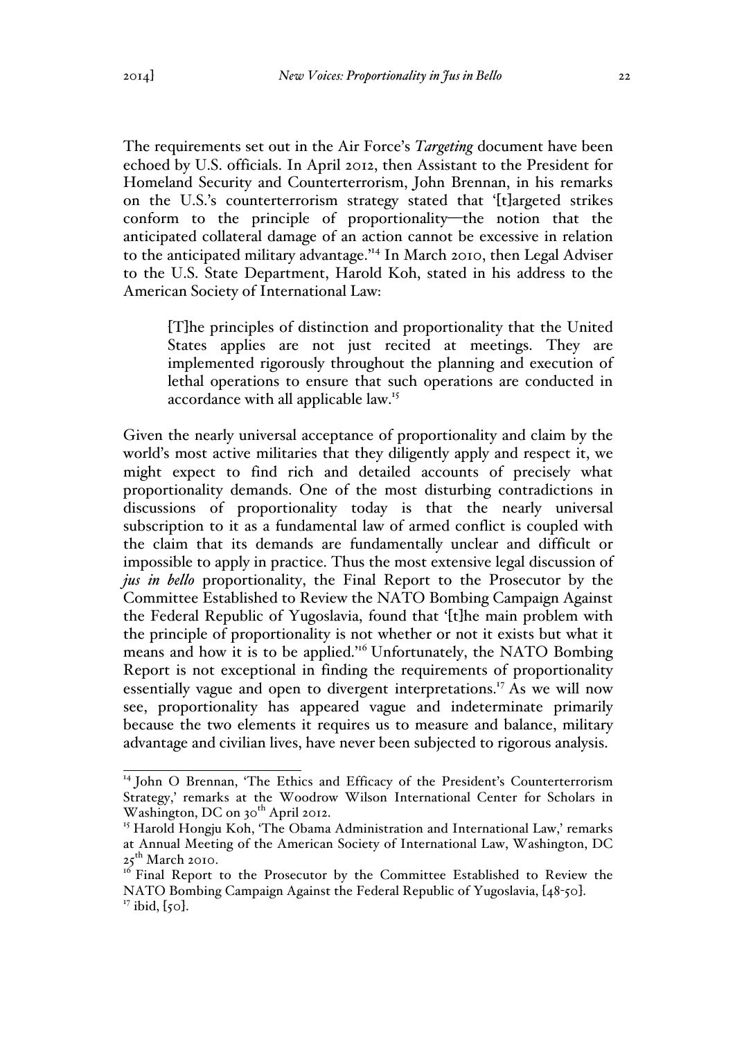The requirements set out in the Air Force's *Targeting* document have been echoed by U.S. officials. In April 2012, then Assistant to the President for Homeland Security and Counterterrorism, John Brennan, in his remarks on the U.S.'s counterterrorism strategy stated that '[t]argeted strikes conform to the principle of proportionality—the notion that the anticipated collateral damage of an action cannot be excessive in relation to the anticipated military advantage.'[14] In March 2010, then Legal Adviser to the U.S. State Department, Harold Koh, stated in his address to the American Society of International Law:

> [T]he principles of distinction and proportionality that the United States applies are not just recited at meetings. They are implemented rigorously throughout the planning and execution of lethal operations to ensure that such operations are conducted in accordance with all applicable law.[15]

Given the nearly universal acceptance of proportionality and claim by the world's most active militaries that they diligently apply and respect it, we might expect to find rich and detailed accounts of precisely what proportionality demands. One of the most disturbing contradictions in discussions of proportionality today is that the nearly universal subscription to it as a fundamental law of armed conflict is coupled with the claim that its demands are fundamentally unclear and difficult or impossible to apply in practice. Thus the most extensive legal discussion of *jus in bello* proportionality, the Final Report to the Prosecutor by the Committee Established to Review the NATO Bombing Campaign Against the Federal Republic of Yugoslavia, found that '[t]he main problem with the principle of proportionality is not whether or not it exists but what it means and how it is to be applied.'[16] Unfortunately, the NATO Bombing Report is not exceptional in finding the requirements of proportionality essentially vague and open to divergent interpretations.[17] As we will now see, proportionality has appeared vague and indeterminate primarily because the two elements it requires us to measure and balance, military advantage and civilian lives, have never been subjected to rigorous analysis.

---

[14] John O Brennan, 'The Ethics and Efficacy of the President's Counterterrorism Strategy,' remarks at the Woodrow Wilson International Center for Scholars in Washington, DC on 30th April 2012.

[15] Harold Hongju Koh, 'The Obama Administration and International Law,' remarks at Annual Meeting of the American Society of International Law, Washington, DC 25th March 2010.

[16] Final Report to the Prosecutor by the Committee Established to Review the NATO Bombing Campaign Against the Federal Republic of Yugoslavia, [48-50].

[17] ibid, [50].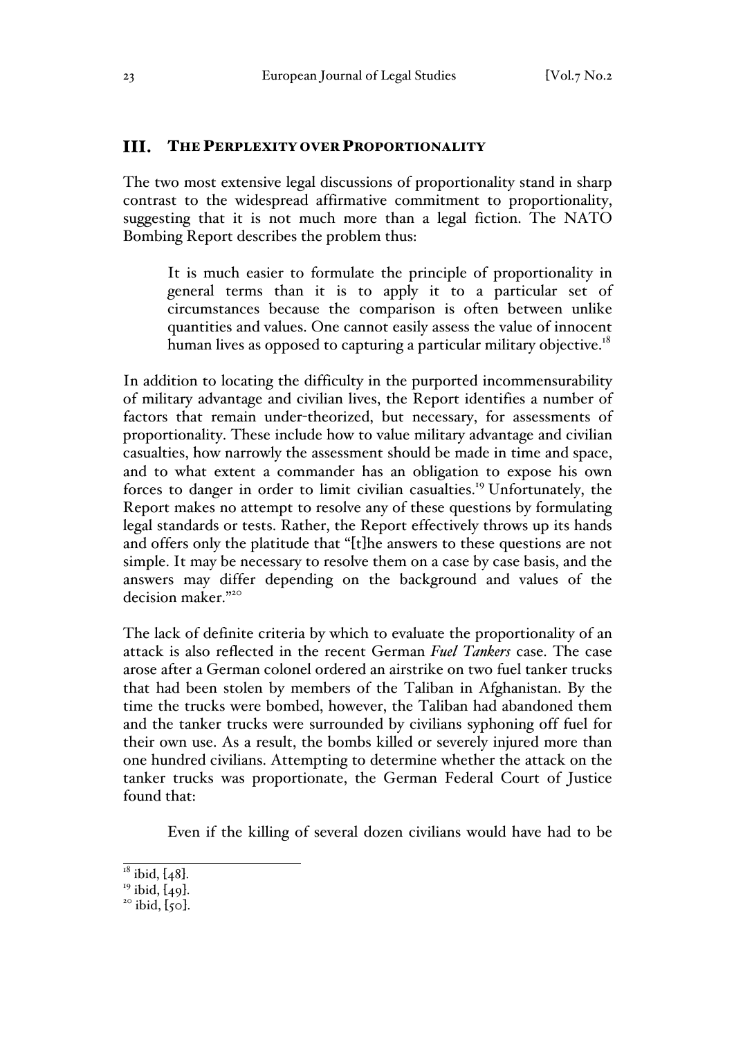## III. THE PERPLEXITY OVER PROPORTIONALITY

The two most extensive legal discussions of proportionality stand in sharp contrast to the widespread affirmative commitment to proportionality, suggesting that it is not much more than a legal fiction. The NATO Bombing Report describes the problem thus:

> It is much easier to formulate the principle of proportionality in general terms than it is to apply it to a particular set of circumstances because the comparison is often between unlike quantities and values. One cannot easily assess the value of innocent human lives as opposed to capturing a particular military objective.[18]

In addition to locating the difficulty in the purported incommensurability of military advantage and civilian lives, the Report identifies a number of factors that remain under-theorized, but necessary, for assessments of proportionality. These include how to value military advantage and civilian casualties, how narrowly the assessment should be made in time and space, and to what extent a commander has an obligation to expose his own forces to danger in order to limit civilian casualties.[19] Unfortunately, the Report makes no attempt to resolve any of these questions by formulating legal standards or tests. Rather, the Report effectively throws up its hands and offers only the platitude that "[t]he answers to these questions are not simple. It may be necessary to resolve them on a case by case basis, and the answers may differ depending on the background and values of the decision maker."[20]

The lack of definite criteria by which to evaluate the proportionality of an attack is also reflected in the recent German *Fuel Tankers* case. The case arose after a German colonel ordered an airstrike on two fuel tanker trucks that had been stolen by members of the Taliban in Afghanistan. By the time the trucks were bombed, however, the Taliban had abandoned them and the tanker trucks were surrounded by civilians syphoning off fuel for their own use. As a result, the bombs killed or severely injured more than one hundred civilians. Attempting to determine whether the attack on the tanker trucks was proportionate, the German Federal Court of Justice found that:

> Even if the killing of several dozen civilians would have had to be

---

[18] ibid, [48].

[19] ibid, [49].

[20] ibid, [50].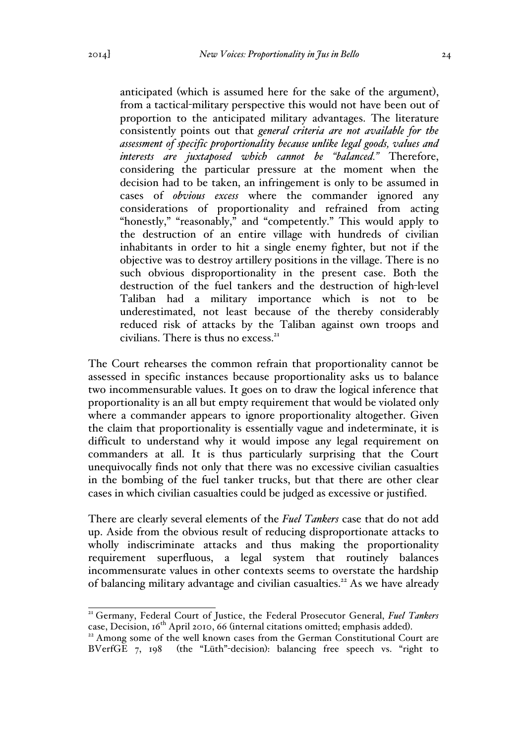> anticipated (which is assumed here for the sake of the argument), from a tactical-military perspective this would not have been out of proportion to the anticipated military advantages. The literature consistently points out that *general criteria are not available for the assessment of specific proportionality because unlike legal goods, values and interests are juxtaposed which cannot be "balanced."* Therefore, considering the particular pressure at the moment when the decision had to be taken, an infringement is only to be assumed in cases of *obvious excess* where the commander ignored any considerations of proportionality and refrained from acting "honestly," "reasonably," and "competently." This would apply to the destruction of an entire village with hundreds of civilian inhabitants in order to hit a single enemy fighter, but not if the objective was to destroy artillery positions in the village. There is no such obvious disproportionality in the present case. Both the destruction of the fuel tankers and the destruction of high-level Taliban had a military importance which is not to be underestimated, not least because of the thereby considerably reduced risk of attacks by the Taliban against own troops and civilians. There is thus no excess.[21]

The Court rehearses the common refrain that proportionality cannot be assessed in specific instances because proportionality asks us to balance two incommensurable values. It goes on to draw the logical inference that proportionality is an all but empty requirement that would be violated only where a commander appears to ignore proportionality altogether. Given the claim that proportionality is essentially vague and indeterminate, it is difficult to understand why it would impose any legal requirement on commanders at all. It is thus particularly surprising that the Court unequivocally finds not only that there was no excessive civilian casualties in the bombing of the fuel tanker trucks, but that there are other clear cases in which civilian casualties could be judged as excessive or justified.

There are clearly several elements of the *Fuel Tankers* case that do not add up. Aside from the obvious result of reducing disproportionate attacks to wholly indiscriminate attacks and thus making the proportionality requirement superfluous, a legal system that routinely balances incommensurate values in other contexts seems to overstate the hardship of balancing military advantage and civilian casualties.[22] As we have already

---

[21] Germany, Federal Court of Justice, the Federal Prosecutor General, *Fuel Tankers* case, Decision, 16th April 2010, 66 (internal citations omitted; emphasis added).

[22] Among some of the well known cases from the German Constitutional Court are BVerfGE 7, 198 (the "Lüth"-decision): balancing free speech vs. "right to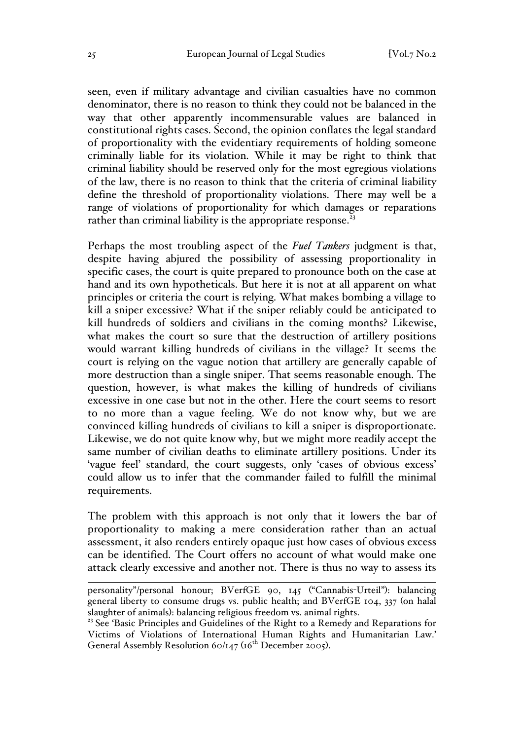seen, even if military advantage and civilian casualties have no common denominator, there is no reason to think they could not be balanced in the way that other apparently incommensurable values are balanced in constitutional rights cases. Second, the opinion conflates the legal standard of proportionality with the evidentiary requirements of holding someone criminally liable for its violation. While it may be right to think that criminal liability should be reserved only for the most egregious violations of the law, there is no reason to think that the criteria of criminal liability define the threshold of proportionality violations. There may well be a range of violations of proportionality for which damages or reparations rather than criminal liability is the appropriate response.[23]

Perhaps the most troubling aspect of the *Fuel Tankers* judgment is that, despite having abjured the possibility of assessing proportionality in specific cases, the court is quite prepared to pronounce both on the case at hand and its own hypotheticals. But here it is not at all apparent on what principles or criteria the court is relying. What makes bombing a village to kill a sniper excessive? What if the sniper reliably could be anticipated to kill hundreds of soldiers and civilians in the coming months? Likewise, what makes the court so sure that the destruction of artillery positions would warrant killing hundreds of civilians in the village? It seems the court is relying on the vague notion that artillery are generally capable of more destruction than a single sniper. That seems reasonable enough. The question, however, is what makes the killing of hundreds of civilians excessive in one case but not in the other. Here the court seems to resort to no more than a vague feeling. We do not know why, but we are convinced killing hundreds of civilians to kill a sniper is disproportionate. Likewise, we do not quite know why, but we might more readily accept the same number of civilian deaths to eliminate artillery positions. Under its 'vague feel' standard, the court suggests, only 'cases of obvious excess' could allow us to infer that the commander failed to fulfill the minimal requirements.

The problem with this approach is not only that it lowers the bar of proportionality to making a mere consideration rather than an actual assessment, it also renders entirely opaque just how cases of obvious excess can be identified. The Court offers no account of what would make one attack clearly excessive and another not. There is thus no way to assess its

---

personality"/personal honour; BVerfGE 90, 145 ("Cannabis-Urteil"): balancing general liberty to consume drugs vs. public health; and BVerfGE 104, 337 (on halal slaughter of animals): balancing religious freedom vs. animal rights.

[23] See 'Basic Principles and Guidelines of the Right to a Remedy and Reparations for Victims of Violations of International Human Rights and Humanitarian Law.' General Assembly Resolution 60/147 (16th December 2005).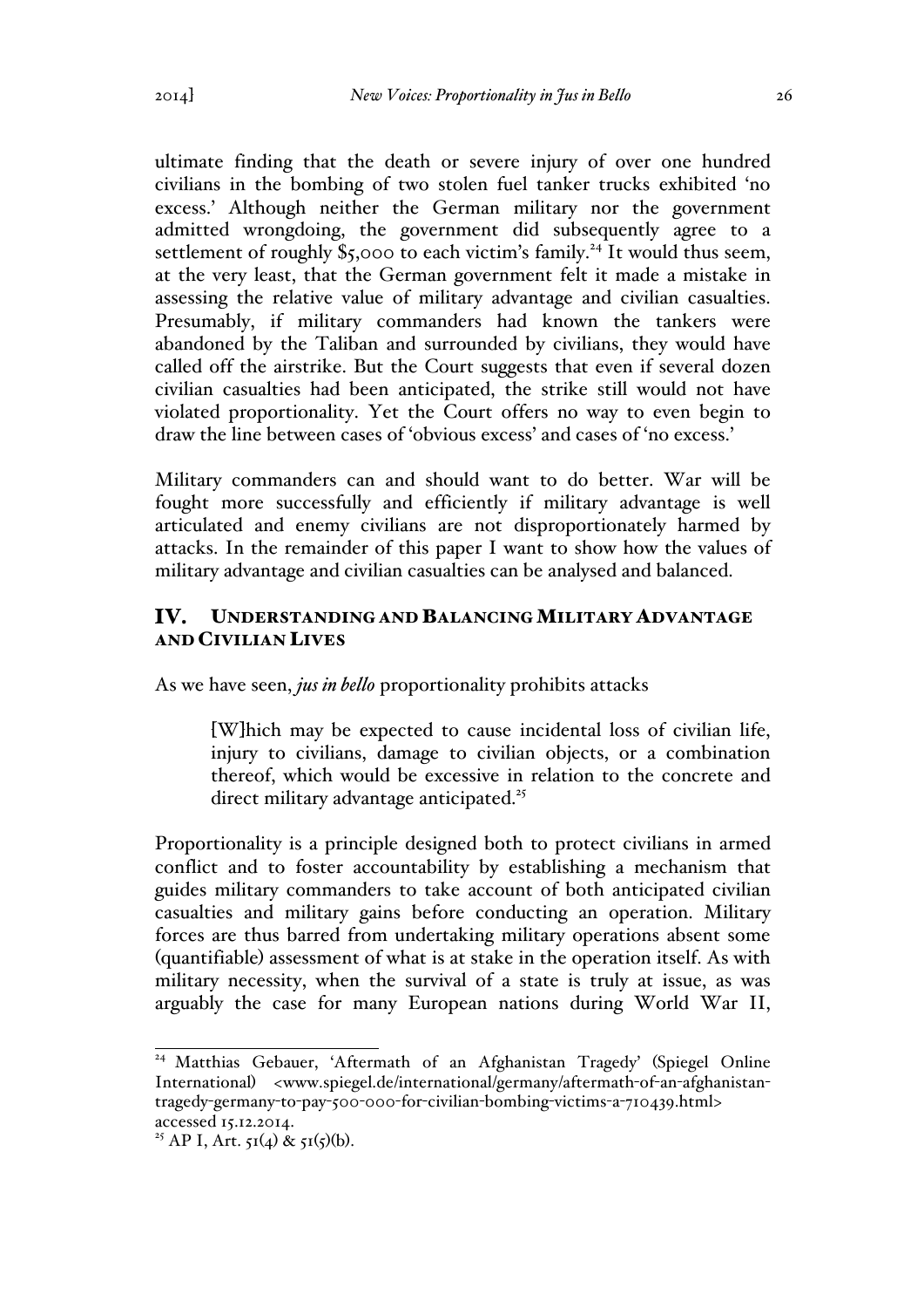ultimate finding that the death or severe injury of over one hundred civilians in the bombing of two stolen fuel tanker trucks exhibited 'no excess.' Although neither the German military nor the government admitted wrongdoing, the government did subsequently agree to a settlement of roughly $5,000 to each victim's family.[24] It would thus seem, at the very least, that the German government felt it made a mistake in assessing the relative value of military advantage and civilian casualties. Presumably, if military commanders had known the tankers were abandoned by the Taliban and surrounded by civilians, they would have called off the airstrike. But the Court suggests that even if several dozen civilian casualties had been anticipated, the strike still would not have violated proportionality. Yet the Court offers no way to even begin to draw the line between cases of 'obvious excess' and cases of 'no excess.'

Military commanders can and should want to do better. War will be fought more successfully and efficiently if military advantage is well articulated and enemy civilians are not disproportionately harmed by attacks. In the remainder of this paper I want to show how the values of military advantage and civilian casualties can be analysed and balanced.

## IV. Understanding and Balancing Military Advantage and Civilian Lives

As we have seen, ***jus in bello*** proportionality prohibits attacks

> [W]hich may be expected to cause incidental loss of civilian life, injury to civilians, damage to civilian objects, or a combination thereof, which would be excessive in relation to the concrete and direct military advantage anticipated.[25]

Proportionality is a principle designed both to protect civilians in armed conflict and to foster accountability by establishing a mechanism that guides military commanders to take account of both anticipated civilian casualties and military gains before conducting an operation. Military forces are thus barred from undertaking military operations absent some (quantifiable) assessment of what is at stake in the operation itself. As with military necessity, when the survival of a state is truly at issue, as was arguably the case for many European nations during World War II,

---

[24] Matthias Gebauer, 'Aftermath of an Afghanistan Tragedy' (Spiegel Online International) <www.spiegel.de/international/germany/aftermath-of-an-afghanistan-tragedy-germany-to-pay-500-000-for-civilian-bombing-victims-a-710439.html> accessed 15.12.2014.

[25] AP I, Art. 51(4) & 51(5)(b).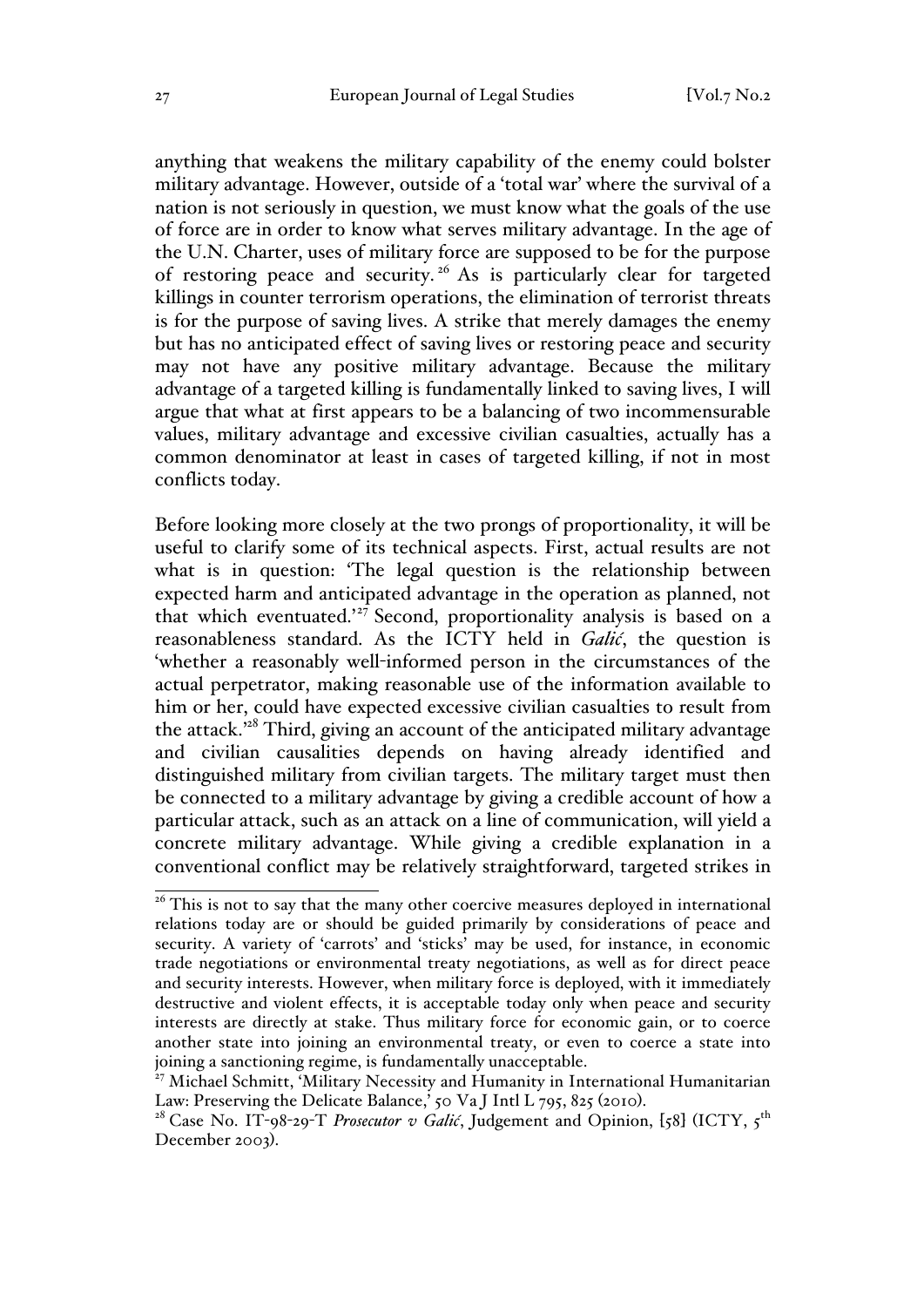anything that weakens the military capability of the enemy could bolster military advantage. However, outside of a 'total war' where the survival of a nation is not seriously in question, we must know what the goals of the use of force are in order to know what serves military advantage. In the age of the U.N. Charter, uses of military force are supposed to be for the purpose of restoring peace and security.[26] As is particularly clear for targeted killings in counter terrorism operations, the elimination of terrorist threats is for the purpose of saving lives. A strike that merely damages the enemy but has no anticipated effect of saving lives or restoring peace and security may not have any positive military advantage. Because the military advantage of a targeted killing is fundamentally linked to saving lives, I will argue that what at first appears to be a balancing of two incommensurable values, military advantage and excessive civilian casualties, actually has a common denominator at least in cases of targeted killing, if not in most conflicts today.

Before looking more closely at the two prongs of proportionality, it will be useful to clarify some of its technical aspects. First, actual results are not what is in question: 'The legal question is the relationship between expected harm and anticipated advantage in the operation as planned, not that which eventuated.'[27] Second, proportionality analysis is based on a reasonableness standard. As the ICTY held in *Galić*, the question is 'whether a reasonably well-informed person in the circumstances of the actual perpetrator, making reasonable use of the information available to him or her, could have expected excessive civilian casualties to result from the attack.'[28] Third, giving an account of the anticipated military advantage and civilian causalities depends on having already identified and distinguished military from civilian targets. The military target must then be connected to a military advantage by giving a credible account of how a particular attack, such as an attack on a line of communication, will yield a concrete military advantage. While giving a credible explanation in a conventional conflict may be relatively straightforward, targeted strikes in

---

[26] This is not to say that the many other coercive measures deployed in international relations today are or should be guided primarily by considerations of peace and security. A variety of 'carrots' and 'sticks' may be used, for instance, in economic trade negotiations or environmental treaty negotiations, as well as for direct peace and security interests. However, when military force is deployed, with it immediately destructive and violent effects, it is acceptable today only when peace and security interests are directly at stake. Thus military force for economic gain, or to coerce another state into joining an environmental treaty, or even to coerce a state into joining a sanctioning regime, is fundamentally unacceptable.

[27] Michael Schmitt, 'Military Necessity and Humanity in International Humanitarian Law: Preserving the Delicate Balance,' 50 Va J Intl L 795, 825 (2010).

[28] Case No. IT-98-29-T *Prosecutor v Galić*, Judgement and Opinion, [58] (ICTY, 5th December 2003).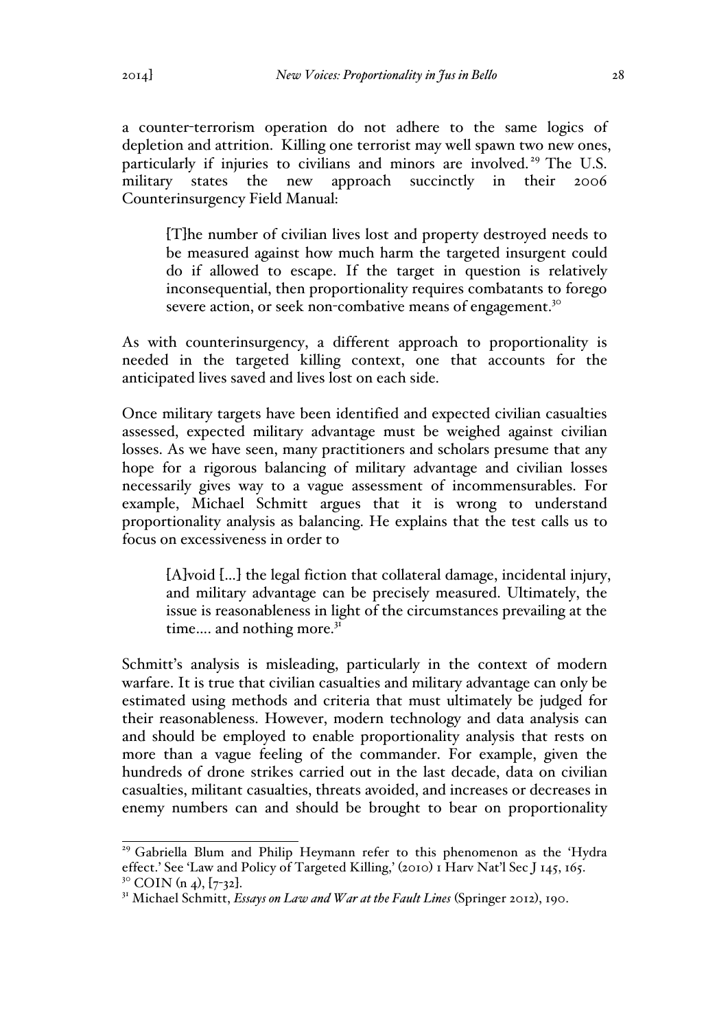a counter-terrorism operation do not adhere to the same logics of depletion and attrition. Killing one terrorist may well spawn two new ones, particularly if injuries to civilians and minors are involved.[29] The U.S. military states the new approach succinctly in their 2006 Counterinsurgency Field Manual:

> [T]he number of civilian lives lost and property destroyed needs to be measured against how much harm the targeted insurgent could do if allowed to escape. If the target in question is relatively inconsequential, then proportionality requires combatants to forego severe action, or seek non-combative means of engagement.[30]

As with counterinsurgency, a different approach to proportionality is needed in the targeted killing context, one that accounts for the anticipated lives saved and lives lost on each side.

Once military targets have been identified and expected civilian casualties assessed, expected military advantage must be weighed against civilian losses. As we have seen, many practitioners and scholars presume that any hope for a rigorous balancing of military advantage and civilian losses necessarily gives way to a vague assessment of incommensurables. For example, Michael Schmitt argues that it is wrong to understand proportionality analysis as balancing. He explains that the test calls us to focus on excessiveness in order to

> [A]void [...] the legal fiction that collateral damage, incidental injury, and military advantage can be precisely measured. Ultimately, the issue is reasonableness in light of the circumstances prevailing at the time.... and nothing more.[31]

Schmitt's analysis is misleading, particularly in the context of modern warfare. It is true that civilian casualties and military advantage can only be estimated using methods and criteria that must ultimately be judged for their reasonableness. However, modern technology and data analysis can and should be employed to enable proportionality analysis that rests on more than a vague feeling of the commander. For example, given the hundreds of drone strikes carried out in the last decade, data on civilian casualties, militant casualties, threats avoided, and increases or decreases in enemy numbers can and should be brought to bear on proportionality

---

[29] Gabriella Blum and Philip Heymann refer to this phenomenon as the 'Hydra effect.' See 'Law and Policy of Targeted Killing,' (2010) 1 Harv Nat'l Sec J 145, 165.

[30] COIN (n 4), [7-32].

[31] Michael Schmitt, *Essays on Law and War at the Fault Lines* (Springer 2012), 190.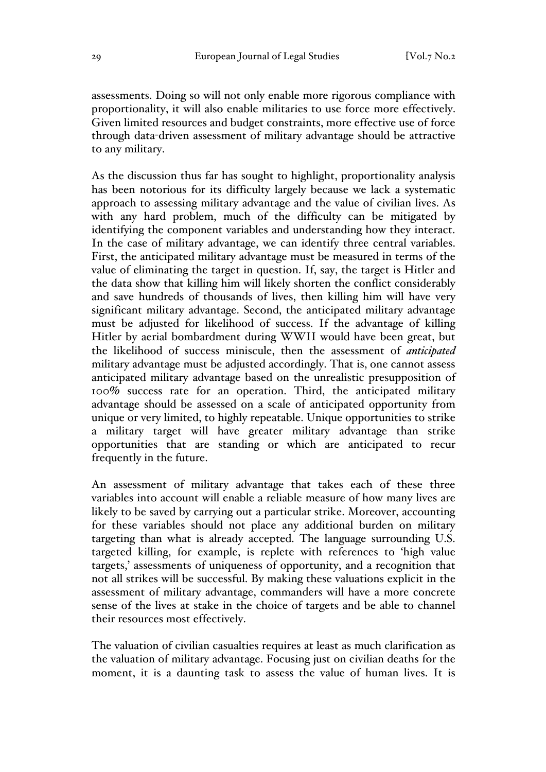assessments. Doing so will not only enable more rigorous compliance with proportionality, it will also enable militaries to use force more effectively. Given limited resources and budget constraints, more effective use of force through data-driven assessment of military advantage should be attractive to any military.

As the discussion thus far has sought to highlight, proportionality analysis has been notorious for its difficulty largely because we lack a systematic approach to assessing military advantage and the value of civilian lives. As with any hard problem, much of the difficulty can be mitigated by identifying the component variables and understanding how they interact. In the case of military advantage, we can identify three central variables. First, the anticipated military advantage must be measured in terms of the value of eliminating the target in question. If, say, the target is Hitler and the data show that killing him will likely shorten the conflict considerably and save hundreds of thousands of lives, then killing him will have very significant military advantage. Second, the anticipated military advantage must be adjusted for likelihood of success. If the advantage of killing Hitler by aerial bombardment during WWII would have been great, but the likelihood of success miniscule, then the assessment of *anticipated* military advantage must be adjusted accordingly. That is, one cannot assess anticipated military advantage based on the unrealistic presupposition of 100% success rate for an operation. Third, the anticipated military advantage should be assessed on a scale of anticipated opportunity from unique or very limited, to highly repeatable. Unique opportunities to strike a military target will have greater military advantage than strike opportunities that are standing or which are anticipated to recur frequently in the future.

An assessment of military advantage that takes each of these three variables into account will enable a reliable measure of how many lives are likely to be saved by carrying out a particular strike. Moreover, accounting for these variables should not place any additional burden on military targeting than what is already accepted. The language surrounding U.S. targeted killing, for example, is replete with references to 'high value targets,' assessments of uniqueness of opportunity, and a recognition that not all strikes will be successful. By making these valuations explicit in the assessment of military advantage, commanders will have a more concrete sense of the lives at stake in the choice of targets and be able to channel their resources most effectively.

The valuation of civilian casualties requires at least as much clarification as the valuation of military advantage. Focusing just on civilian deaths for the moment, it is a daunting task to assess the value of human lives. It is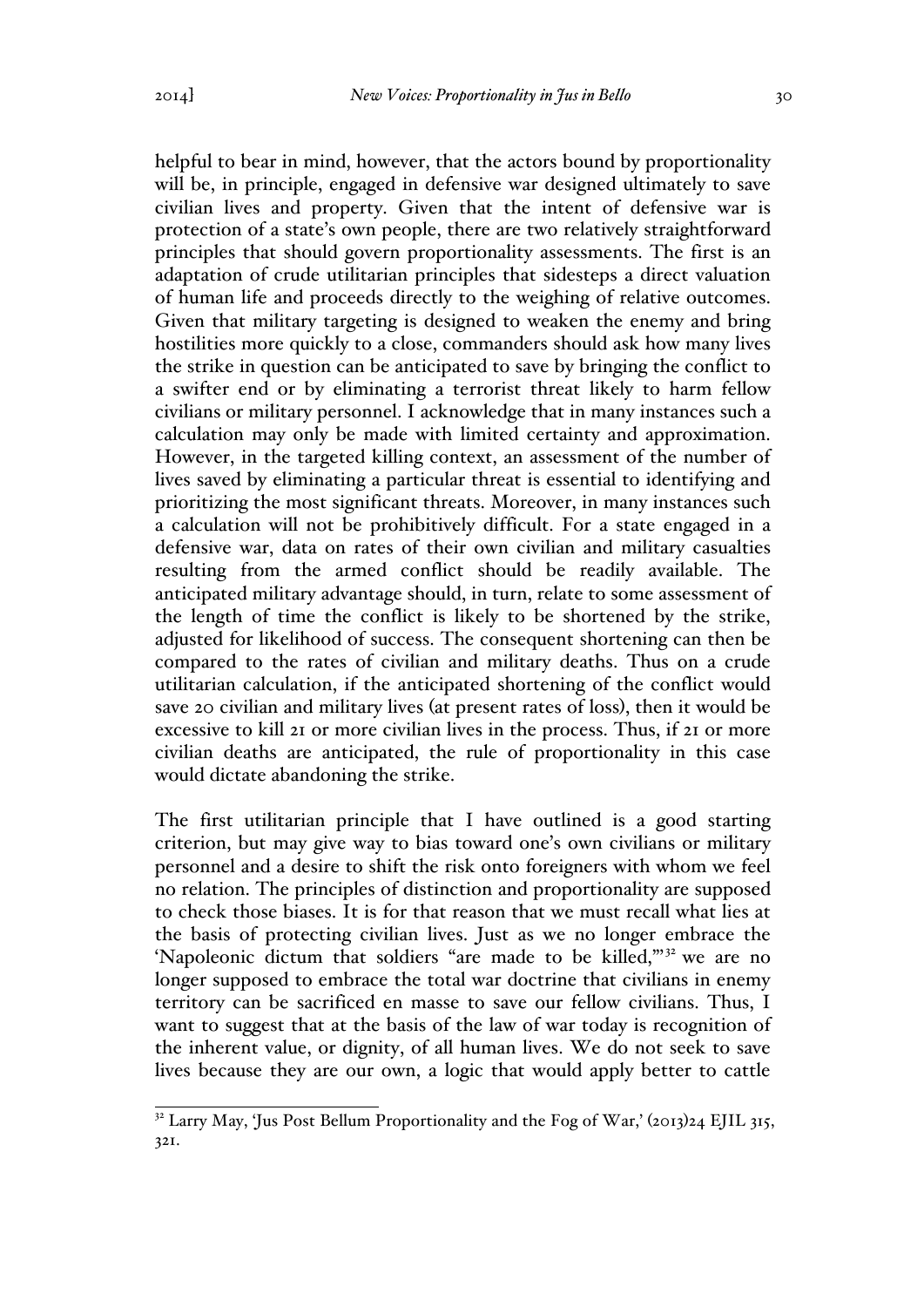helpful to bear in mind, however, that the actors bound by proportionality will be, in principle, engaged in defensive war designed ultimately to save civilian lives and property. Given that the intent of defensive war is protection of a state's own people, there are two relatively straightforward principles that should govern proportionality assessments. The first is an adaptation of crude utilitarian principles that sidesteps a direct valuation of human life and proceeds directly to the weighing of relative outcomes. Given that military targeting is designed to weaken the enemy and bring hostilities more quickly to a close, commanders should ask how many lives the strike in question can be anticipated to save by bringing the conflict to a swifter end or by eliminating a terrorist threat likely to harm fellow civilians or military personnel. I acknowledge that in many instances such a calculation may only be made with limited certainty and approximation. However, in the targeted killing context, an assessment of the number of lives saved by eliminating a particular threat is essential to identifying and prioritizing the most significant threats. Moreover, in many instances such a calculation will not be prohibitively difficult. For a state engaged in a defensive war, data on rates of their own civilian and military casualties resulting from the armed conflict should be readily available. The anticipated military advantage should, in turn, relate to some assessment of the length of time the conflict is likely to be shortened by the strike, adjusted for likelihood of success. The consequent shortening can then be compared to the rates of civilian and military deaths. Thus on a crude utilitarian calculation, if the anticipated shortening of the conflict would save 20 civilian and military lives (at present rates of loss), then it would be excessive to kill 21 or more civilian lives in the process. Thus, if 21 or more civilian deaths are anticipated, the rule of proportionality in this case would dictate abandoning the strike.

The first utilitarian principle that I have outlined is a good starting criterion, but may give way to bias toward one's own civilians or military personnel and a desire to shift the risk onto foreigners with whom we feel no relation. The principles of distinction and proportionality are supposed to check those biases. It is for that reason that we must recall what lies at the basis of protecting civilian lives. Just as we no longer embrace the 'Napoleonic dictum that soldiers "are made to be killed,"'[32] we are no longer supposed to embrace the total war doctrine that civilians in enemy territory can be sacrificed en masse to save our fellow civilians. Thus, I want to suggest that at the basis of the law of war today is recognition of the inherent value, or dignity, of all human lives. We do not seek to save lives because they are our own, a logic that would apply better to cattle

---

[32] Larry May, 'Jus Post Bellum Proportionality and the Fog of War,' (2013)24 EJIL 315, 321.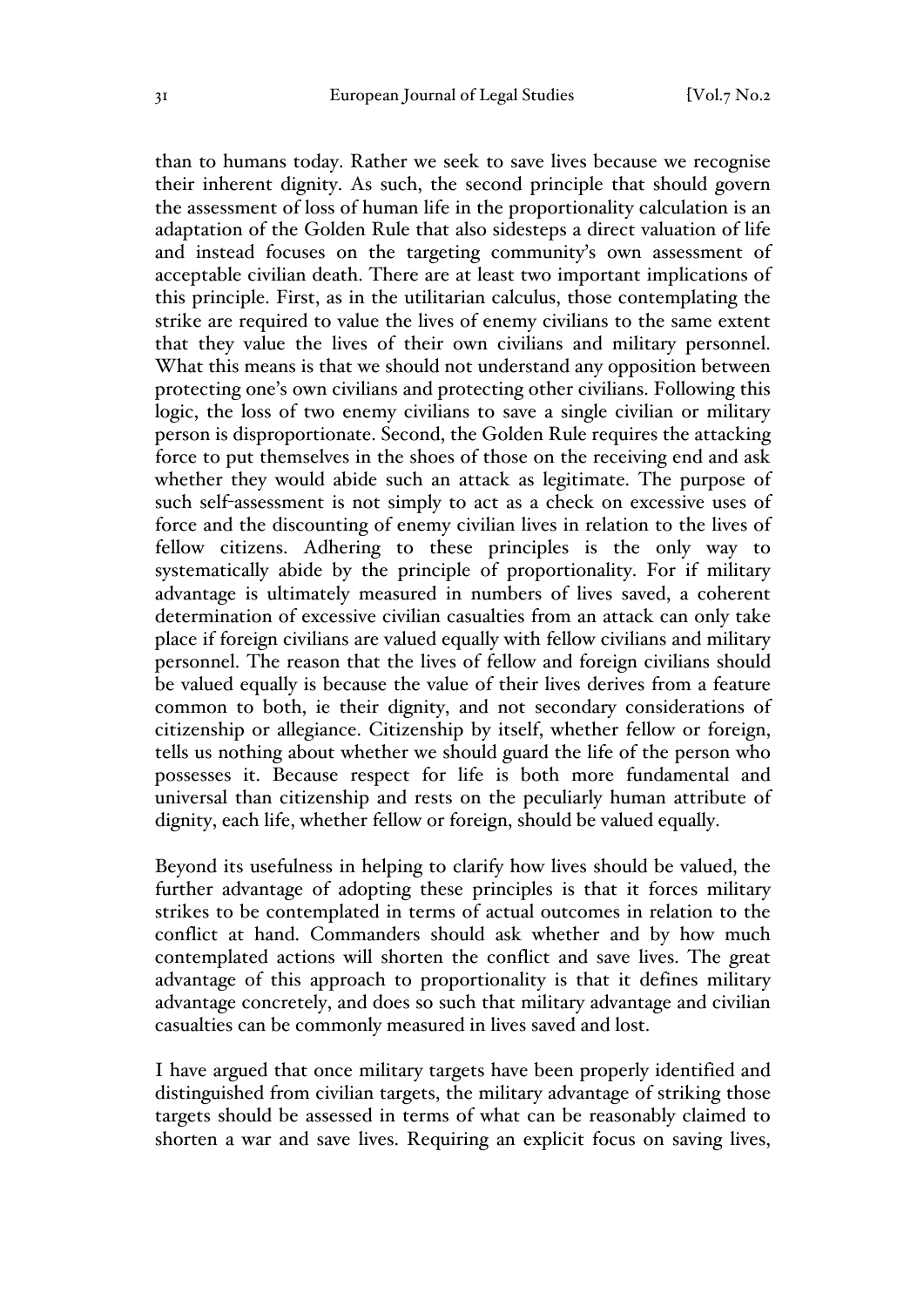than to humans today. Rather we seek to save lives because we recognise their inherent dignity. As such, the second principle that should govern the assessment of loss of human life in the proportionality calculation is an adaptation of the Golden Rule that also sidesteps a direct valuation of life and instead focuses on the targeting community's own assessment of acceptable civilian death. There are at least two important implications of this principle. First, as in the utilitarian calculus, those contemplating the strike are required to value the lives of enemy civilians to the same extent that they value the lives of their own civilians and military personnel. What this means is that we should not understand any opposition between protecting one's own civilians and protecting other civilians. Following this logic, the loss of two enemy civilians to save a single civilian or military person is disproportionate. Second, the Golden Rule requires the attacking force to put themselves in the shoes of those on the receiving end and ask whether they would abide such an attack as legitimate. The purpose of such self-assessment is not simply to act as a check on excessive uses of force and the discounting of enemy civilian lives in relation to the lives of fellow citizens. Adhering to these principles is the only way to systematically abide by the principle of proportionality. For if military advantage is ultimately measured in numbers of lives saved, a coherent determination of excessive civilian casualties from an attack can only take place if foreign civilians are valued equally with fellow civilians and military personnel. The reason that the lives of fellow and foreign civilians should be valued equally is because the value of their lives derives from a feature common to both, ie their dignity, and not secondary considerations of citizenship or allegiance. Citizenship by itself, whether fellow or foreign, tells us nothing about whether we should guard the life of the person who possesses it. Because respect for life is both more fundamental and universal than citizenship and rests on the peculiarly human attribute of dignity, each life, whether fellow or foreign, should be valued equally.

Beyond its usefulness in helping to clarify how lives should be valued, the further advantage of adopting these principles is that it forces military strikes to be contemplated in terms of actual outcomes in relation to the conflict at hand. Commanders should ask whether and by how much contemplated actions will shorten the conflict and save lives. The great advantage of this approach to proportionality is that it defines military advantage concretely, and does so such that military advantage and civilian casualties can be commonly measured in lives saved and lost.

I have argued that once military targets have been properly identified and distinguished from civilian targets, the military advantage of striking those targets should be assessed in terms of what can be reasonably claimed to shorten a war and save lives. Requiring an explicit focus on saving lives,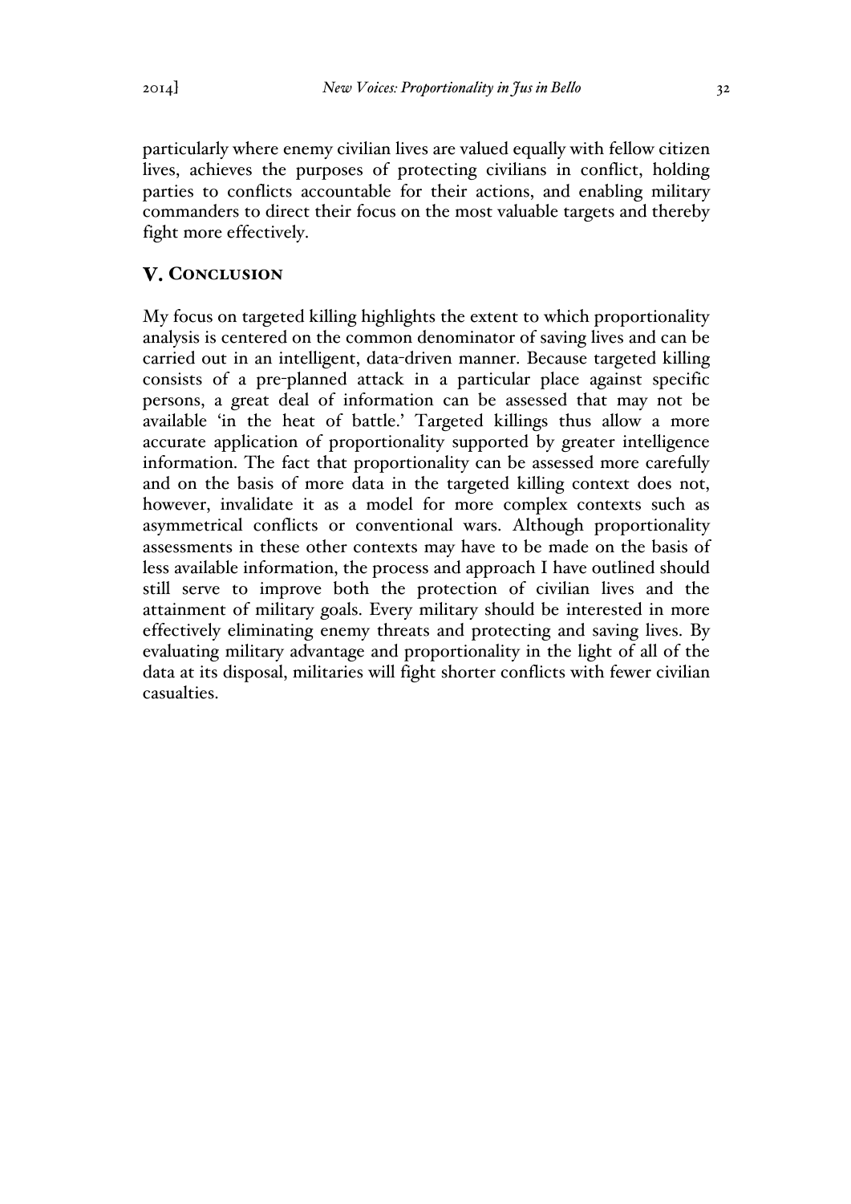particularly where enemy civilian lives are valued equally with fellow citizen lives, achieves the purposes of protecting civilians in conflict, holding parties to conflicts accountable for their actions, and enabling military commanders to direct their focus on the most valuable targets and thereby fight more effectively.

## V. Conclusion

My focus on targeted killing highlights the extent to which proportionality analysis is centered on the common denominator of saving lives and can be carried out in an intelligent, data-driven manner. Because targeted killing consists of a pre-planned attack in a particular place against specific persons, a great deal of information can be assessed that may not be available 'in the heat of battle.' Targeted killings thus allow a more accurate application of proportionality supported by greater intelligence information. The fact that proportionality can be assessed more carefully and on the basis of more data in the targeted killing context does not, however, invalidate it as a model for more complex contexts such as asymmetrical conflicts or conventional wars. Although proportionality assessments in these other contexts may have to be made on the basis of less available information, the process and approach I have outlined should still serve to improve both the protection of civilian lives and the attainment of military goals. Every military should be interested in more effectively eliminating enemy threats and protecting and saving lives. By evaluating military advantage and proportionality in the light of all of the data at its disposal, militaries will fight shorter conflicts with fewer civilian casualties.